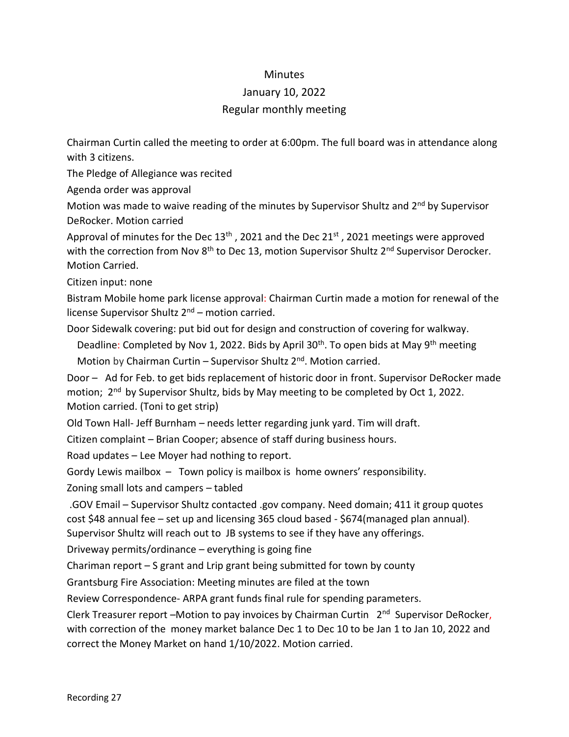Minutes

January 10, 2022

Regular monthly meeting

Chairman Curtin called the meeting to order at 6:00pm. The full board was in attendance along with 3 citizens.

The Pledge of Allegiance was recited

Agenda order was approval

Motion was made to waive reading of the minutes by Supervisor Shultz and 2nd by Supervisor DeRocker. Motion carried

Approval of minutes for the Dec 13th , 2021 and the Dec 21st , 2021 meetings were approved with the correction from Nov 8th to Dec 13, motion Supervisor Shultz 2nd Supervisor Derocker. Motion Carried.

Citizen input: none

Bistram Mobile home park license approval: Chairman Curtin made a motion for renewal of the license Supervisor Shultz 2nd – motion carried.

Door Sidewalk covering: put bid out for design and construction of covering for walkway.

Deadline: Completed by Nov 1, 2022. Bids by April 30th. To open bids at May 9th meeting

Motion by Chairman Curtin – Supervisor Shultz 2nd. Motion carried.

Door – Ad for Feb. to get bids replacement of historic door in front. Supervisor DeRocker made motion; 2nd by Supervisor Shultz, bids by May meeting to be completed by Oct 1, 2022. Motion carried. (Toni to get strip)

Old Town Hall- Jeff Burnham – needs letter regarding junk yard. Tim will draft.

Citizen complaint – Brian Cooper; absence of staff during business hours.

Road updates – Lee Moyer had nothing to report.

Gordy Lewis mailbox – Town policy is mailbox is home owners' responsibility.

Zoning small lots and campers – tabled

.GOV Email – Supervisor Shultz contacted .gov company. Need domain; 411 it group quotes cost $48 annual fee – set up and licensing 365 cloud based - $674(managed plan annual). Supervisor Shultz will reach out to JB systems to see if they have any offerings.

Driveway permits/ordinance – everything is going fine

Chariman report – S grant and Lrip grant being submitted for town by county

Grantsburg Fire Association: Meeting minutes are filed at the town

Review Correspondence- ARPA grant funds final rule for spending parameters.

Clerk Treasurer report –Motion to pay invoices by Chairman Curtin 2nd Supervisor DeRocker, with correction of the money market balance Dec 1 to Dec 10 to be Jan 1 to Jan 10, 2022 and correct the Money Market on hand 1/10/2022. Motion carried.

Recording 27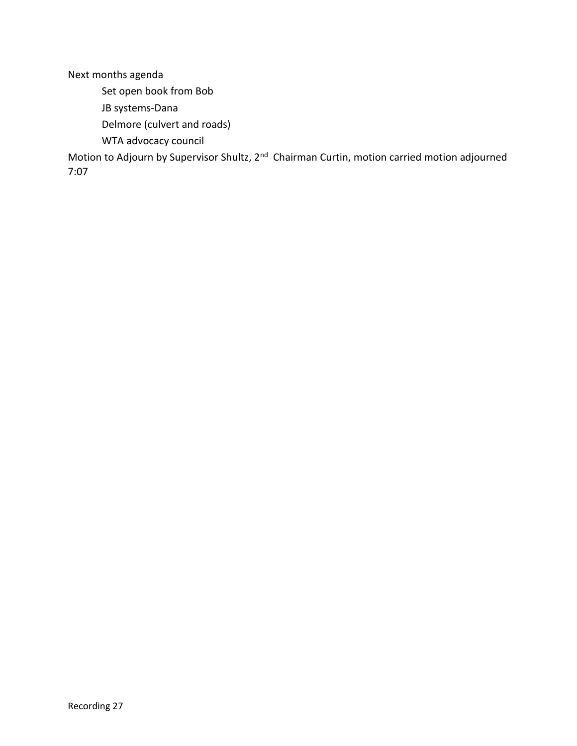Next months agenda

- Set open book from Bob
- JB systems-Dana
- Delmore (culvert and roads)
- WTA advocacy council

Motion to Adjourn by Supervisor Shultz, 2nd Chairman Curtin, motion carried motion adjourned 7:07